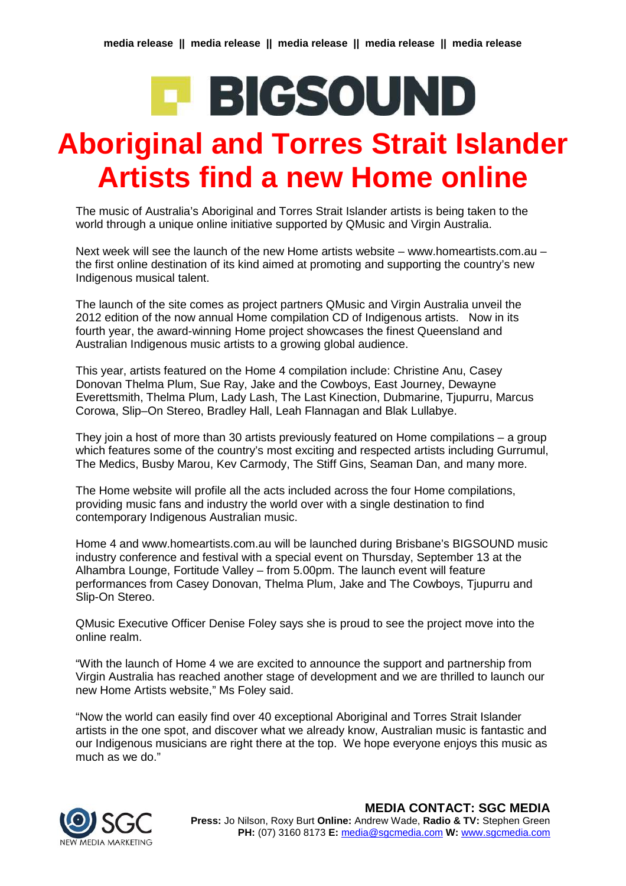media release || media release || media release || media release || media release

BIGSOUND

# Aboriginal and Torres Strait Islander Artists find a new Home online

The music of Australia's Aboriginal and Torres Strait Islander artists is being taken to the world through a unique online initiative supported by QMusic and Virgin Australia.

Next week will see the launch of the new Home artists website – www.homeartists.com.au – the first online destination of its kind aimed at promoting and supporting the country's new Indigenous musical talent.

The launch of the site comes as project partners QMusic and Virgin Australia unveil the 2012 edition of the now annual Home compilation CD of Indigenous artists. Now in its fourth year, the award-winning Home project showcases the finest Queensland and Australian Indigenous music artists to a growing global audience.

This year, artists featured on the Home 4 compilation include: Christine Anu, Casey Donovan Thelma Plum, Sue Ray, Jake and the Cowboys, East Journey, Dewayne Everettsmith, Thelma Plum, Lady Lash, The Last Kinection, Dubmarine, Tjupurru, Marcus Corowa, Slip–On Stereo, Bradley Hall, Leah Flannagan and Blak Lullabye.

They join a host of more than 30 artists previously featured on Home compilations – a group which features some of the country's most exciting and respected artists including Gurrumul, The Medics, Busby Marou, Kev Carmody, The Stiff Gins, Seaman Dan, and many more.

The Home website will profile all the acts included across the four Home compilations, providing music fans and industry the world over with a single destination to find contemporary Indigenous Australian music.

Home 4 and www.homeartists.com.au will be launched during Brisbane's BIGSOUND music industry conference and festival with a special event on Thursday, September 13 at the Alhambra Lounge, Fortitude Valley – from 5.00pm. The launch event will feature performances from Casey Donovan, Thelma Plum, Jake and The Cowboys, Tjupurru and Slip-On Stereo.

QMusic Executive Officer Denise Foley says she is proud to see the project move into the online realm.

"With the launch of Home 4 we are excited to announce the support and partnership from Virgin Australia has reached another stage of development and we are thrilled to launch our new Home Artists website," Ms Foley said.

"Now the world can easily find over 40 exceptional Aboriginal and Torres Strait Islander artists in the one spot, and discover what we already know, Australian music is fantastic and our Indigenous musicians are right there at the top. We hope everyone enjoys this music as much as we do."

SGC NEW MEDIA MARKETING

**MEDIA CONTACT: SGC MEDIA**
**Press:** Jo Nilson, Roxy Burt **Online:** Andrew Wade, **Radio & TV:** Stephen Green
**PH:** (07) 3160 8173 **E:** media@sgcmedia.com **W:** www.sgcmedia.com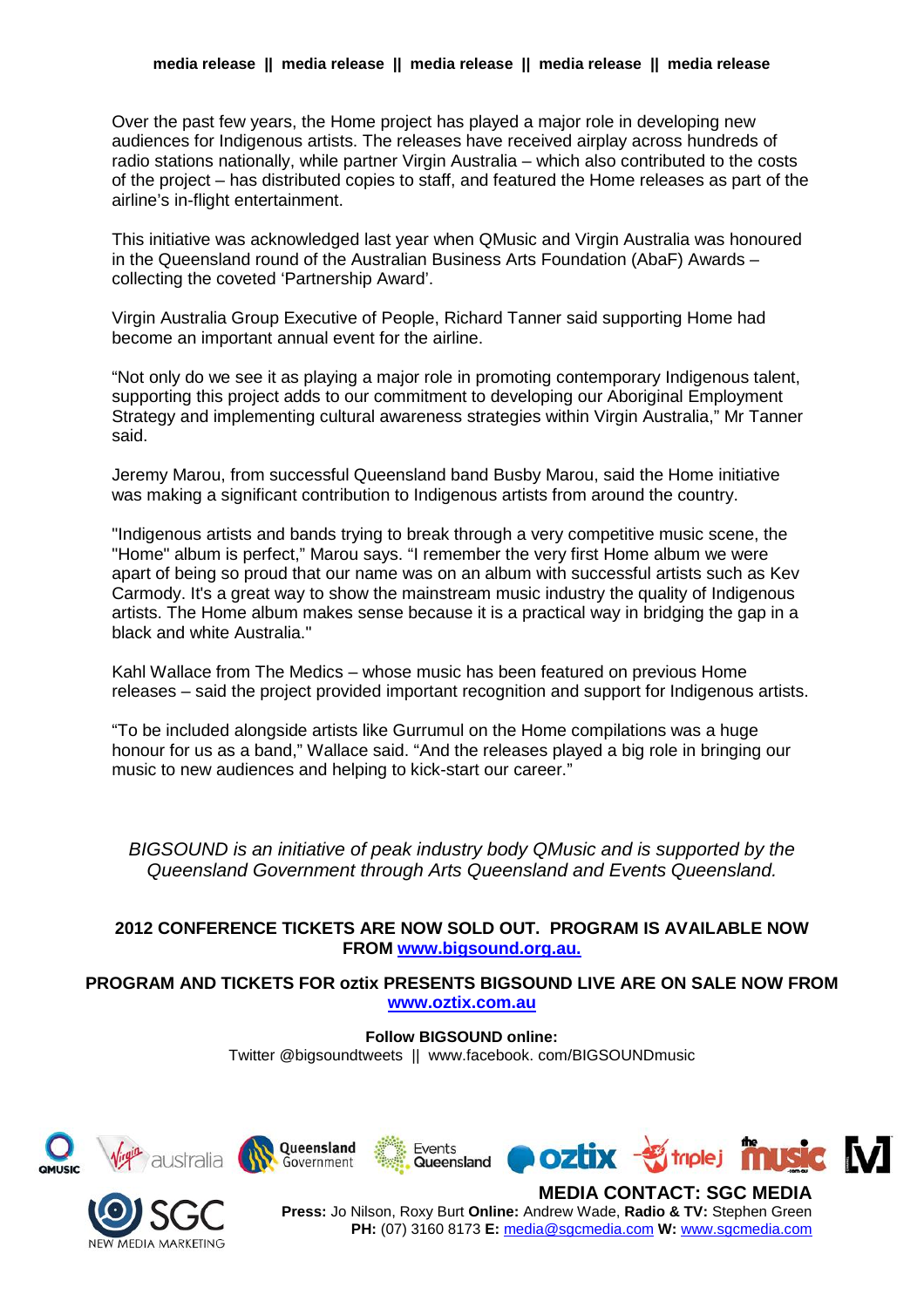Over the past few years, the Home project has played a major role in developing new audiences for Indigenous artists. The releases have received airplay across hundreds of radio stations nationally, while partner Virgin Australia – which also contributed to the costs of the project – has distributed copies to staff, and featured the Home releases as part of the airline's in-flight entertainment.

This initiative was acknowledged last year when QMusic and Virgin Australia was honoured in the Queensland round of the Australian Business Arts Foundation (AbaF) Awards – collecting the coveted 'Partnership Award'.

Virgin Australia Group Executive of People, Richard Tanner said supporting Home had become an important annual event for the airline.

"Not only do we see it as playing a major role in promoting contemporary Indigenous talent, supporting this project adds to our commitment to developing our Aboriginal Employment Strategy and implementing cultural awareness strategies within Virgin Australia," Mr Tanner said.

Jeremy Marou, from successful Queensland band Busby Marou, said the Home initiative was making a significant contribution to Indigenous artists from around the country.

"Indigenous artists and bands trying to break through a very competitive music scene, the "Home" album is perfect," Marou says. "I remember the very first Home album we were apart of being so proud that our name was on an album with successful artists such as Kev Carmody. It's a great way to show the mainstream music industry the quality of Indigenous artists. The Home album makes sense because it is a practical way in bridging the gap in a black and white Australia."

Kahl Wallace from The Medics – whose music has been featured on previous Home releases – said the project provided important recognition and support for Indigenous artists.

"To be included alongside artists like Gurrumul on the Home compilations was a huge honour for us as a band," Wallace said. "And the releases played a big role in bringing our music to new audiences and helping to kick-start our career."

*BIGSOUND is an initiative of peak industry body QMusic and is supported by the Queensland Government through Arts Queensland and Events Queensland.*

**2012 CONFERENCE TICKETS ARE NOW SOLD OUT. PROGRAM IS AVAILABLE NOW FROM www.bigsound.org.au.**

**PROGRAM AND TICKETS FOR oztix PRESENTS BIGSOUND LIVE ARE ON SALE NOW FROM www.oztix.com.au**

**Follow BIGSOUND online:**
Twitter @bigsoundtweets || www.facebook. com/BIGSOUNDmusic

**MEDIA CONTACT: SGC MEDIA**
**Press:** Jo Nilson, Roxy Burt **Online:** Andrew Wade, **Radio & TV:** Stephen Green
**PH:** (07) 3160 8173 **E:** media@sgcmedia.com **W:** www.sgcmedia.com